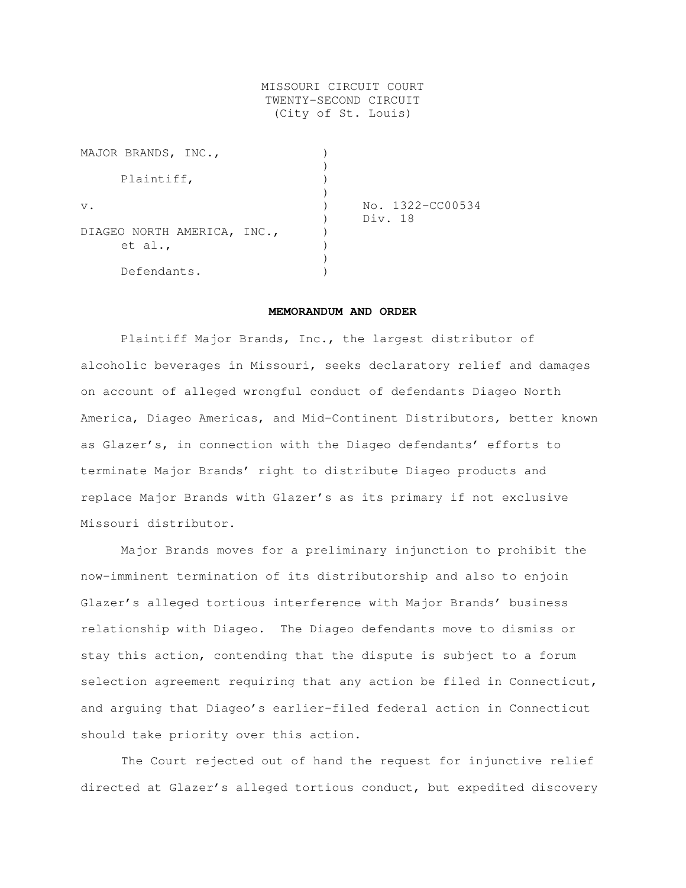MISSOURI CIRCUIT COURT
TWENTY-SECOND CIRCUIT
(City of St. Louis)

| | | |
|---|---|---|
| MAJOR BRANDS, INC., | ) | |
| Plaintiff, | ) | |
| v. | ) | No. 1322-CC00534 |
| | ) | Div. 18 |
| DIAGEO NORTH AMERICA, INC., et al., | ) | |
| Defendants. | ) | |

**MEMORANDUM AND ORDER**

Plaintiff Major Brands, Inc., the largest distributor of alcoholic beverages in Missouri, seeks declaratory relief and damages on account of alleged wrongful conduct of defendants Diageo North America, Diageo Americas, and Mid-Continent Distributors, better known as Glazer's, in connection with the Diageo defendants' efforts to terminate Major Brands' right to distribute Diageo products and replace Major Brands with Glazer's as its primary if not exclusive Missouri distributor.

Major Brands moves for a preliminary injunction to prohibit the now-imminent termination of its distributorship and also to enjoin Glazer's alleged tortious interference with Major Brands' business relationship with Diageo. The Diageo defendants move to dismiss or stay this action, contending that the dispute is subject to a forum selection agreement requiring that any action be filed in Connecticut, and arguing that Diageo's earlier-filed federal action in Connecticut should take priority over this action.

The Court rejected out of hand the request for injunctive relief directed at Glazer's alleged tortious conduct, but expedited discovery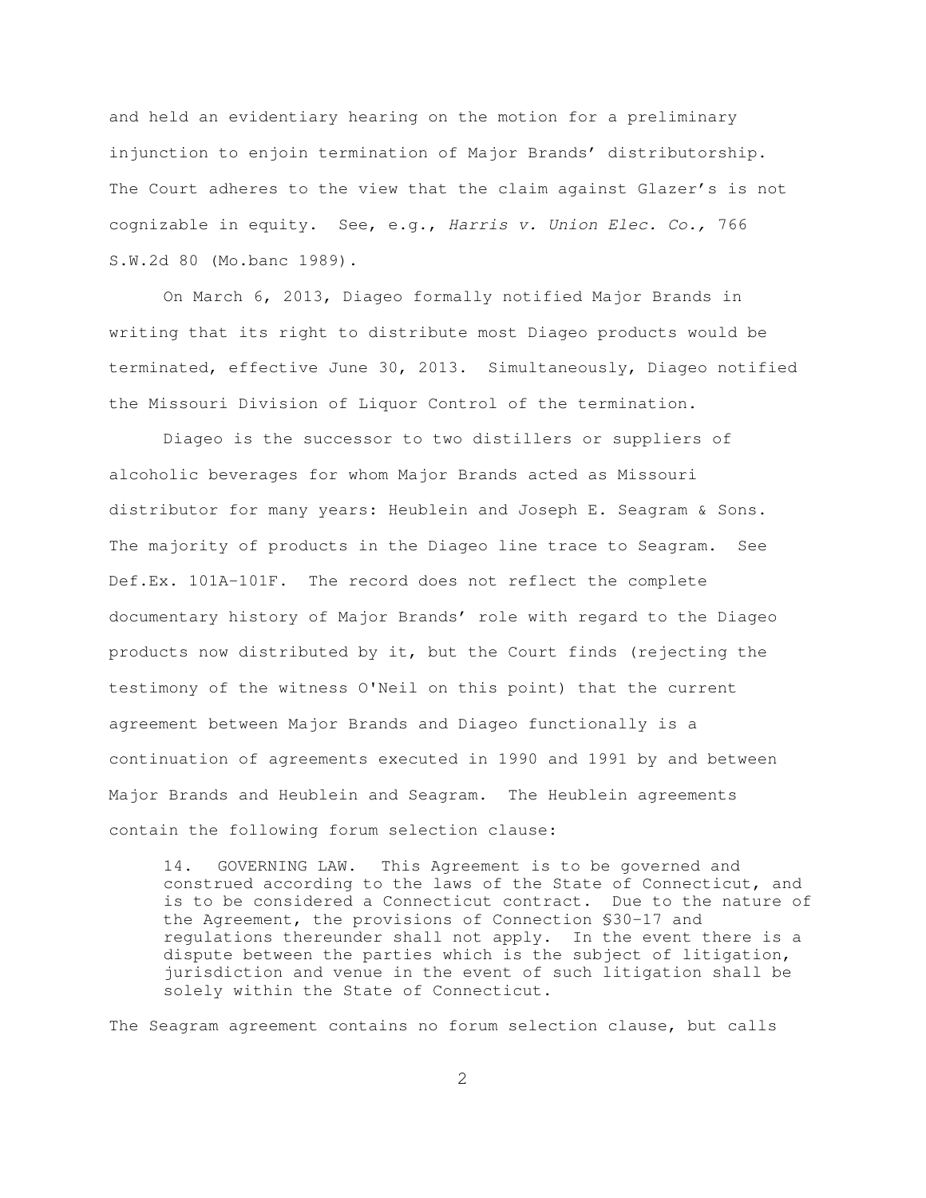and held an evidentiary hearing on the motion for a preliminary injunction to enjoin termination of Major Brands' distributorship. The Court adheres to the view that the claim against Glazer's is not cognizable in equity. See, e.g., *Harris v. Union Elec. Co.,* 766 S.W.2d 80 (Mo.banc 1989).

On March 6, 2013, Diageo formally notified Major Brands in writing that its right to distribute most Diageo products would be terminated, effective June 30, 2013. Simultaneously, Diageo notified the Missouri Division of Liquor Control of the termination.

Diageo is the successor to two distillers or suppliers of alcoholic beverages for whom Major Brands acted as Missouri distributor for many years: Heublein and Joseph E. Seagram & Sons. The majority of products in the Diageo line trace to Seagram. See Def.Ex. 101A-101F. The record does not reflect the complete documentary history of Major Brands' role with regard to the Diageo products now distributed by it, but the Court finds (rejecting the testimony of the witness O'Neil on this point) that the current agreement between Major Brands and Diageo functionally is a continuation of agreements executed in 1990 and 1991 by and between Major Brands and Heublein and Seagram. The Heublein agreements contain the following forum selection clause:

> 14. GOVERNING LAW. This Agreement is to be governed and construed according to the laws of the State of Connecticut, and is to be considered a Connecticut contract. Due to the nature of the Agreement, the provisions of Connection §30-17 and regulations thereunder shall not apply. In the event there is a dispute between the parties which is the subject of litigation, jurisdiction and venue in the event of such litigation shall be solely within the State of Connecticut.

The Seagram agreement contains no forum selection clause, but calls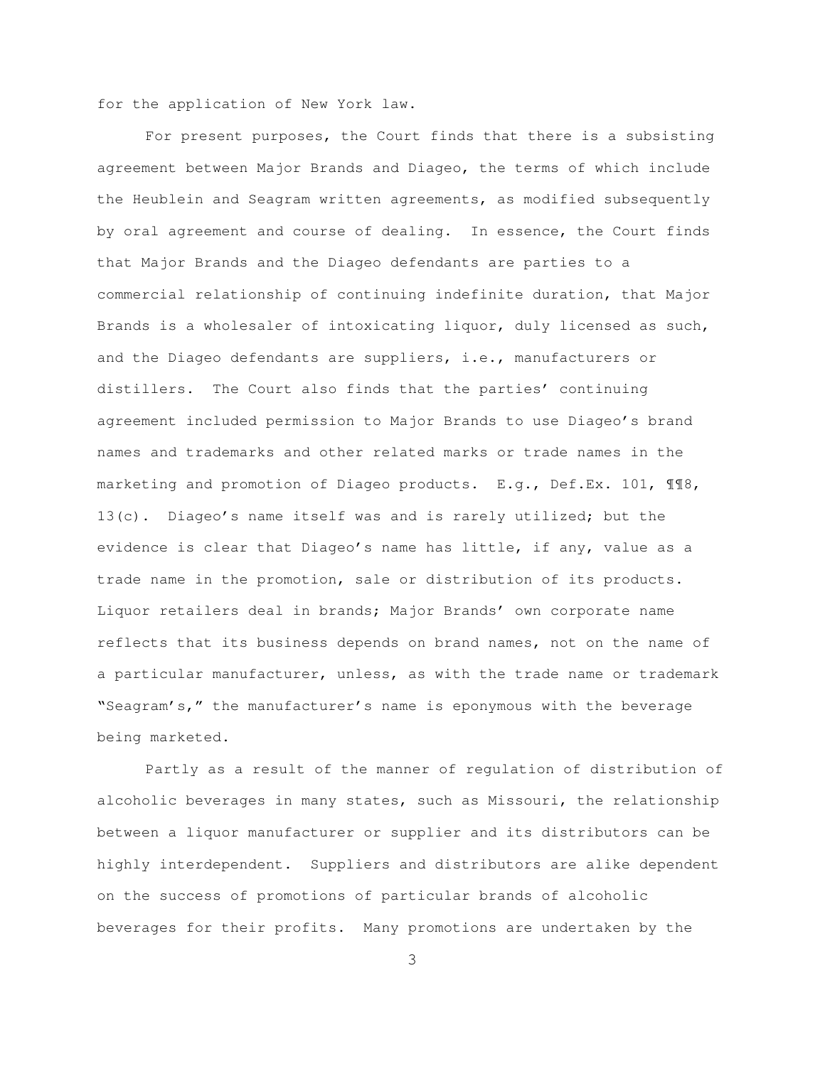for the application of New York law.

For present purposes, the Court finds that there is a subsisting agreement between Major Brands and Diageo, the terms of which include the Heublein and Seagram written agreements, as modified subsequently by oral agreement and course of dealing. In essence, the Court finds that Major Brands and the Diageo defendants are parties to a commercial relationship of continuing indefinite duration, that Major Brands is a wholesaler of intoxicating liquor, duly licensed as such, and the Diageo defendants are suppliers, i.e., manufacturers or distillers. The Court also finds that the parties' continuing agreement included permission to Major Brands to use Diageo's brand names and trademarks and other related marks or trade names in the marketing and promotion of Diageo products. E.g., Def.Ex. 101, ¶¶8, 13(c). Diageo's name itself was and is rarely utilized; but the evidence is clear that Diageo's name has little, if any, value as a trade name in the promotion, sale or distribution of its products. Liquor retailers deal in brands; Major Brands' own corporate name reflects that its business depends on brand names, not on the name of a particular manufacturer, unless, as with the trade name or trademark "Seagram's," the manufacturer's name is eponymous with the beverage being marketed.

Partly as a result of the manner of regulation of distribution of alcoholic beverages in many states, such as Missouri, the relationship between a liquor manufacturer or supplier and its distributors can be highly interdependent. Suppliers and distributors are alike dependent on the success of promotions of particular brands of alcoholic beverages for their profits. Many promotions are undertaken by the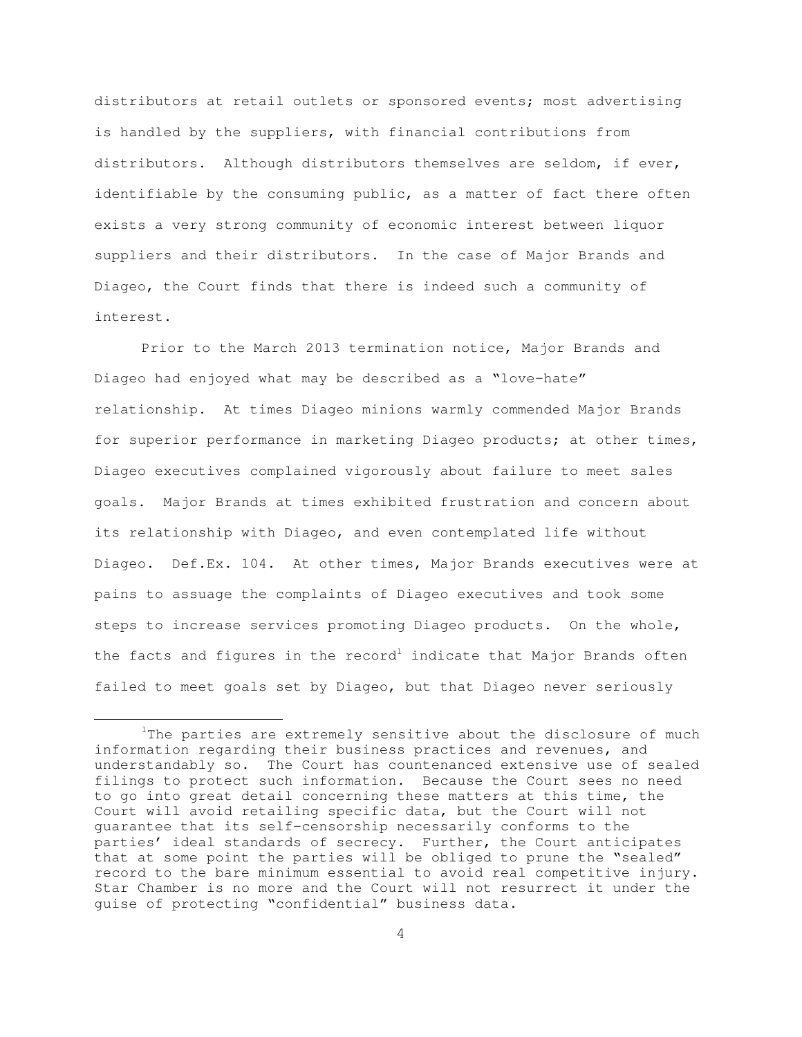distributors at retail outlets or sponsored events; most advertising is handled by the suppliers, with financial contributions from distributors. Although distributors themselves are seldom, if ever, identifiable by the consuming public, as a matter of fact there often exists a very strong community of economic interest between liquor suppliers and their distributors. In the case of Major Brands and Diageo, the Court finds that there is indeed such a community of interest.

Prior to the March 2013 termination notice, Major Brands and Diageo had enjoyed what may be described as a "love-hate" relationship. At times Diageo minions warmly commended Major Brands for superior performance in marketing Diageo products; at other times, Diageo executives complained vigorously about failure to meet sales goals. Major Brands at times exhibited frustration and concern about its relationship with Diageo, and even contemplated life without Diageo. Def.Ex. 104. At other times, Major Brands executives were at pains to assuage the complaints of Diageo executives and took some steps to increase services promoting Diageo products. On the whole, the facts and figures in the record[1] indicate that Major Brands often failed to meet goals set by Diageo, but that Diageo never seriously

---

[1]The parties are extremely sensitive about the disclosure of much information regarding their business practices and revenues, and understandably so. The Court has countenanced extensive use of sealed filings to protect such information. Because the Court sees no need to go into great detail concerning these matters at this time, the Court will avoid retailing specific data, but the Court will not guarantee that its self-censorship necessarily conforms to the parties' ideal standards of secrecy. Further, the Court anticipates that at some point the parties will be obliged to prune the "sealed" record to the bare minimum essential to avoid real competitive injury. Star Chamber is no more and the Court will not resurrect it under the guise of protecting "confidential" business data.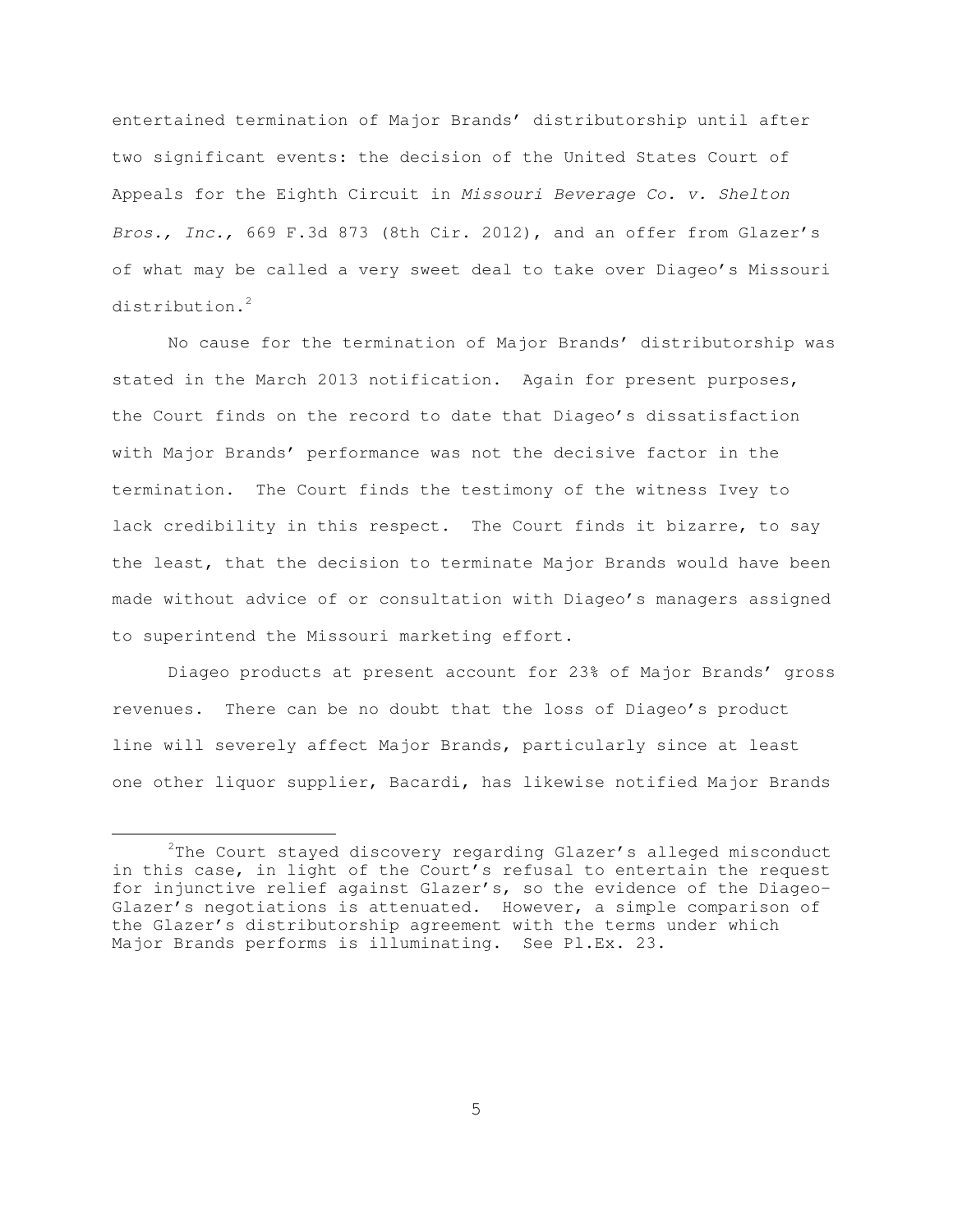entertained termination of Major Brands' distributorship until after two significant events: the decision of the United States Court of Appeals for the Eighth Circuit in *Missouri Beverage Co. v. Shelton Bros., Inc.,* 669 F.3d 873 (8th Cir. 2012), and an offer from Glazer's of what may be called a very sweet deal to take over Diageo's Missouri distribution.[2]

No cause for the termination of Major Brands' distributorship was stated in the March 2013 notification. Again for present purposes, the Court finds on the record to date that Diageo's dissatisfaction with Major Brands' performance was not the decisive factor in the termination. The Court finds the testimony of the witness Ivey to lack credibility in this respect. The Court finds it bizarre, to say the least, that the decision to terminate Major Brands would have been made without advice of or consultation with Diageo's managers assigned to superintend the Missouri marketing effort.

Diageo products at present account for 23% of Major Brands' gross revenues. There can be no doubt that the loss of Diageo's product line will severely affect Major Brands, particularly since at least one other liquor supplier, Bacardi, has likewise notified Major Brands

---

[2]The Court stayed discovery regarding Glazer's alleged misconduct in this case, in light of the Court's refusal to entertain the request for injunctive relief against Glazer's, so the evidence of the Diageo-Glazer's negotiations is attenuated. However, a simple comparison of the Glazer's distributorship agreement with the terms under which Major Brands performs is illuminating. See Pl.Ex. 23.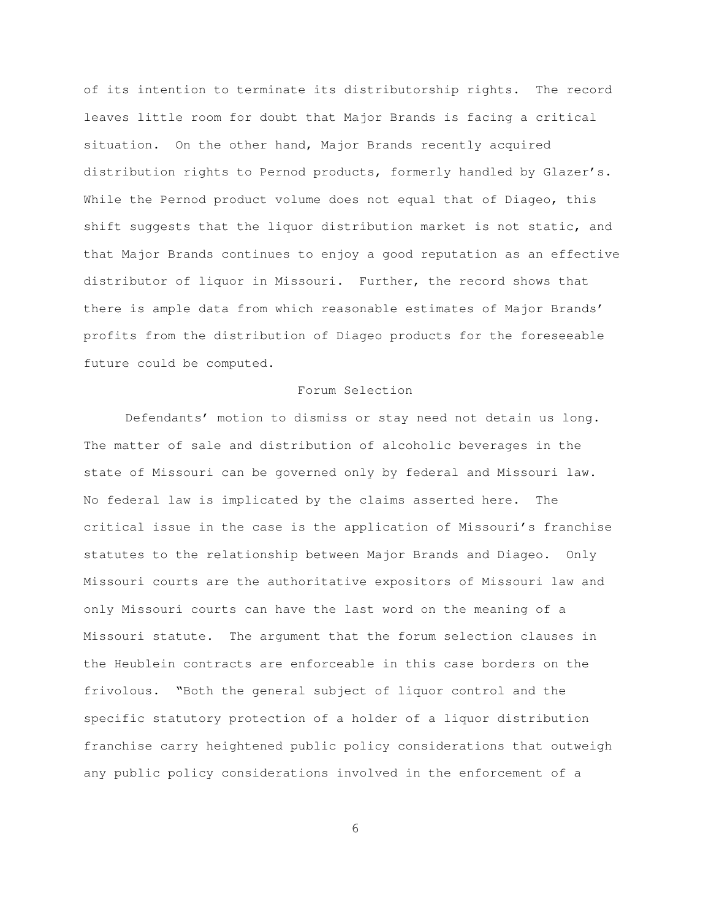of its intention to terminate its distributorship rights. The record leaves little room for doubt that Major Brands is facing a critical situation. On the other hand, Major Brands recently acquired distribution rights to Pernod products, formerly handled by Glazer's. While the Pernod product volume does not equal that of Diageo, this shift suggests that the liquor distribution market is not static, and that Major Brands continues to enjoy a good reputation as an effective distributor of liquor in Missouri. Further, the record shows that there is ample data from which reasonable estimates of Major Brands' profits from the distribution of Diageo products for the foreseeable future could be computed.

## Forum Selection

Defendants' motion to dismiss or stay need not detain us long. The matter of sale and distribution of alcoholic beverages in the state of Missouri can be governed only by federal and Missouri law. No federal law is implicated by the claims asserted here. The critical issue in the case is the application of Missouri's franchise statutes to the relationship between Major Brands and Diageo. Only Missouri courts are the authoritative expositors of Missouri law and only Missouri courts can have the last word on the meaning of a Missouri statute. The argument that the forum selection clauses in the Heublein contracts are enforceable in this case borders on the frivolous. "Both the general subject of liquor control and the specific statutory protection of a holder of a liquor distribution franchise carry heightened public policy considerations that outweigh any public policy considerations involved in the enforcement of a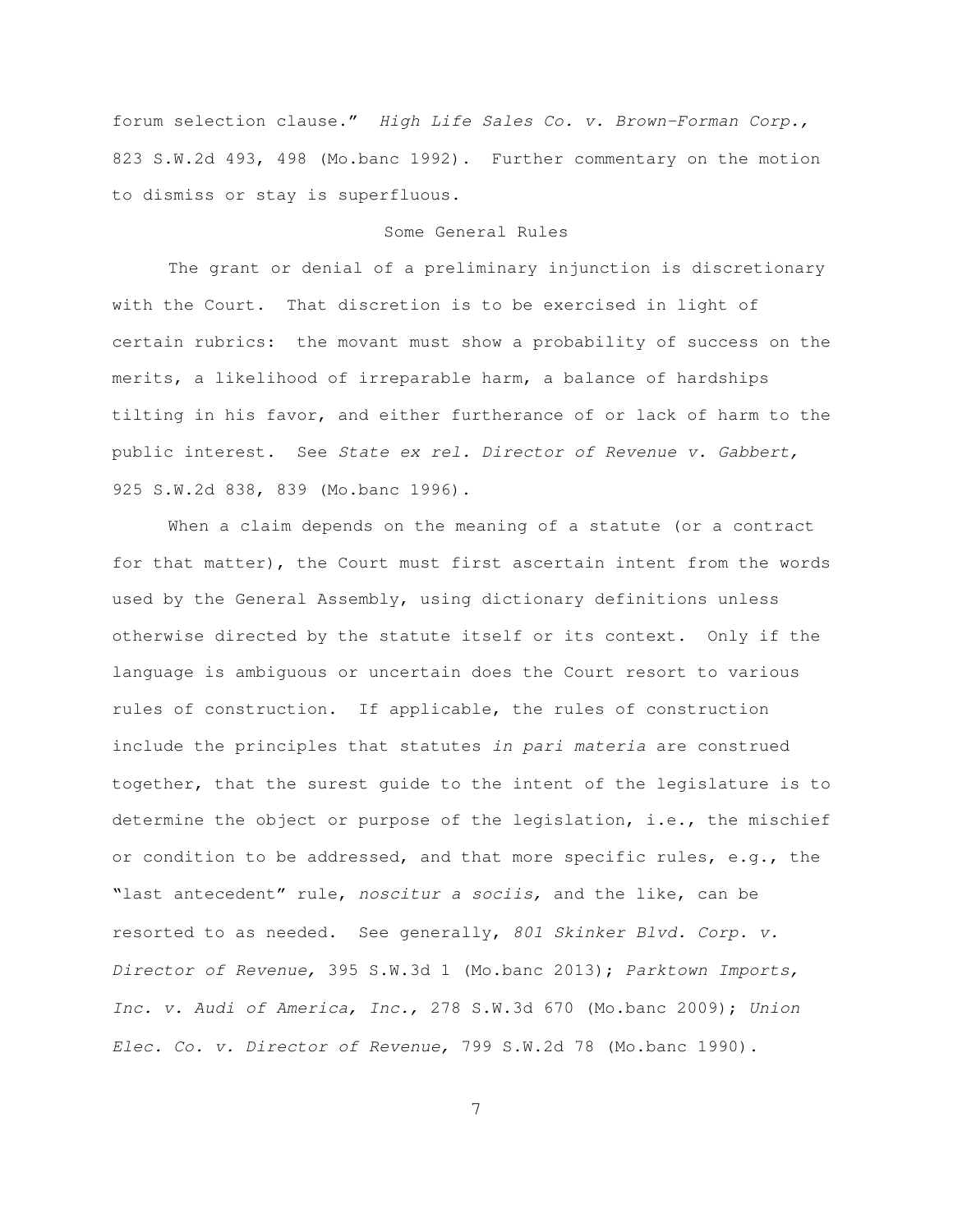forum selection clause." *High Life Sales Co. v. Brown-Forman Corp.,* 823 S.W.2d 493, 498 (Mo.banc 1992). Further commentary on the motion to dismiss or stay is superfluous.

## Some General Rules

The grant or denial of a preliminary injunction is discretionary with the Court. That discretion is to be exercised in light of certain rubrics: the movant must show a probability of success on the merits, a likelihood of irreparable harm, a balance of hardships tilting in his favor, and either furtherance of or lack of harm to the public interest. See *State ex rel. Director of Revenue v. Gabbert,* 925 S.W.2d 838, 839 (Mo.banc 1996).

When a claim depends on the meaning of a statute (or a contract for that matter), the Court must first ascertain intent from the words used by the General Assembly, using dictionary definitions unless otherwise directed by the statute itself or its context. Only if the language is ambiguous or uncertain does the Court resort to various rules of construction. If applicable, the rules of construction include the principles that statutes *in pari materia* are construed together, that the surest guide to the intent of the legislature is to determine the object or purpose of the legislation, i.e., the mischief or condition to be addressed, and that more specific rules, e.g., the "last antecedent" rule, *noscitur a sociis,* and the like, can be resorted to as needed. See generally, *801 Skinker Blvd. Corp. v. Director of Revenue,* 395 S.W.3d 1 (Mo.banc 2013); *Parktown Imports, Inc. v. Audi of America, Inc.,* 278 S.W.3d 670 (Mo.banc 2009); *Union Elec. Co. v. Director of Revenue,* 799 S.W.2d 78 (Mo.banc 1990).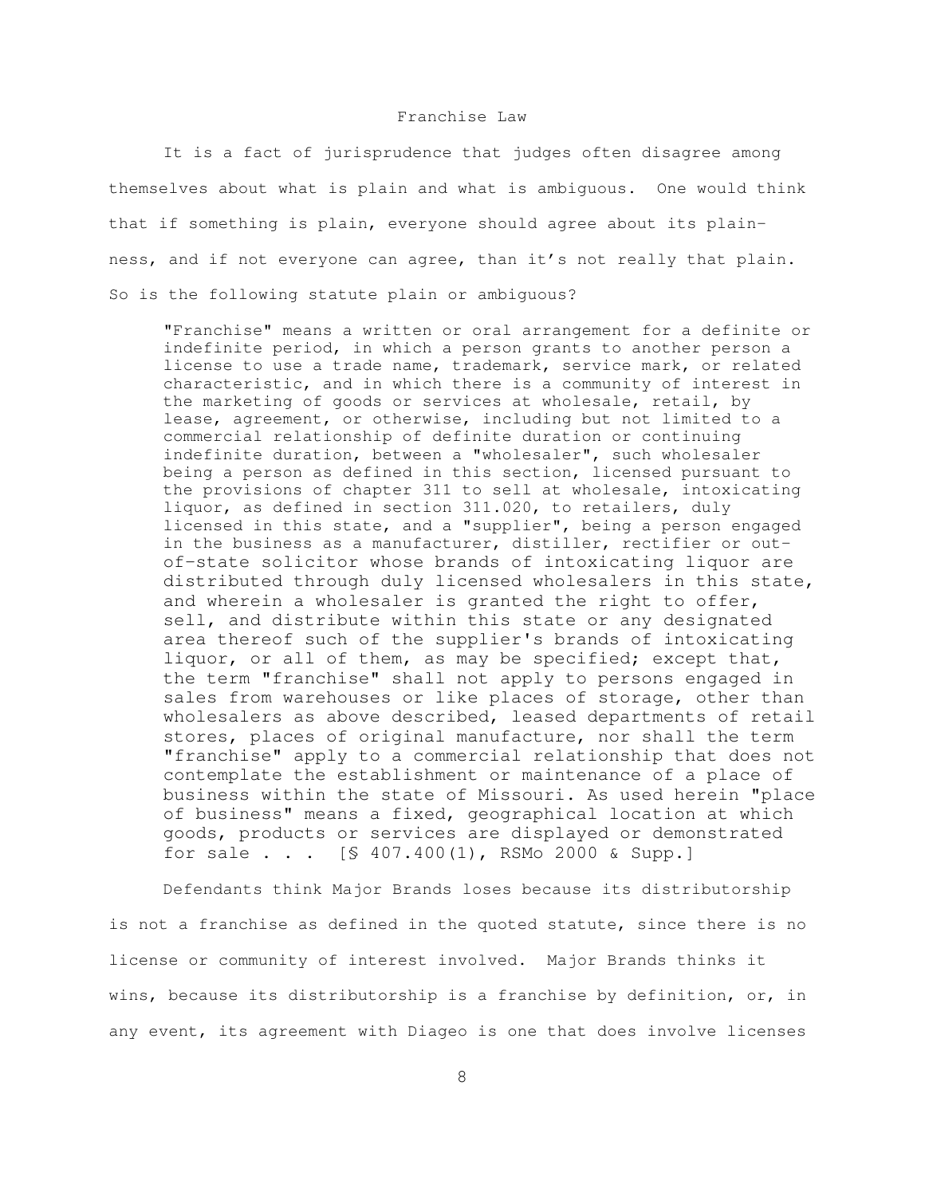## Franchise Law

It is a fact of jurisprudence that judges often disagree among themselves about what is plain and what is ambiguous. One would think that if something is plain, everyone should agree about its plainness, and if not everyone can agree, than it's not really that plain. So is the following statute plain or ambiguous?

> "Franchise" means a written or oral arrangement for a definite or indefinite period, in which a person grants to another person a license to use a trade name, trademark, service mark, or related characteristic, and in which there is a community of interest in the marketing of goods or services at wholesale, retail, by lease, agreement, or otherwise, including but not limited to a commercial relationship of definite duration or continuing indefinite duration, between a "wholesaler", such wholesaler being a person as defined in this section, licensed pursuant to the provisions of chapter 311 to sell at wholesale, intoxicating liquor, as defined in section 311.020, to retailers, duly licensed in this state, and a "supplier", being a person engaged in the business as a manufacturer, distiller, rectifier or out-of-state solicitor whose brands of intoxicating liquor are distributed through duly licensed wholesalers in this state, and wherein a wholesaler is granted the right to offer, sell, and distribute within this state or any designated area thereof such of the supplier's brands of intoxicating liquor, or all of them, as may be specified; except that, the term "franchise" shall not apply to persons engaged in sales from warehouses or like places of storage, other than wholesalers as above described, leased departments of retail stores, places of original manufacture, nor shall the term "franchise" apply to a commercial relationship that does not contemplate the establishment or maintenance of a place of business within the state of Missouri. As used herein "place of business" means a fixed, geographical location at which goods, products or services are displayed or demonstrated for sale . . . [§ 407.400(1), RSMo 2000 & Supp.]

Defendants think Major Brands loses because its distributorship is not a franchise as defined in the quoted statute, since there is no license or community of interest involved. Major Brands thinks it wins, because its distributorship is a franchise by definition, or, in any event, its agreement with Diageo is one that does involve licenses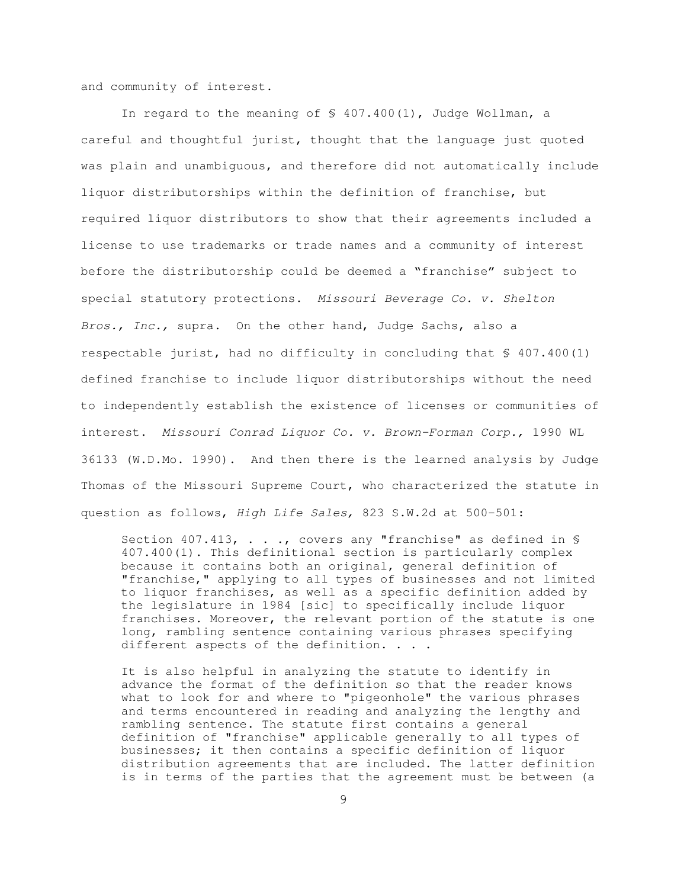and community of interest.

In regard to the meaning of § 407.400(1), Judge Wollman, a careful and thoughtful jurist, thought that the language just quoted was plain and unambiguous, and therefore did not automatically include liquor distributorships within the definition of franchise, but required liquor distributors to show that their agreements included a license to use trademarks or trade names and a community of interest before the distributorship could be deemed a "franchise" subject to special statutory protections. *Missouri Beverage Co. v. Shelton Bros., Inc.,* supra. On the other hand, Judge Sachs, also a respectable jurist, had no difficulty in concluding that § 407.400(1) defined franchise to include liquor distributorships without the need to independently establish the existence of licenses or communities of interest. *Missouri Conrad Liquor Co. v. Brown-Forman Corp.,* 1990 WL 36133 (W.D.Mo. 1990). And then there is the learned analysis by Judge Thomas of the Missouri Supreme Court, who characterized the statute in question as follows, *High Life Sales,* 823 S.W.2d at 500-501:

> Section 407.413, . . ., covers any "franchise" as defined in § 407.400(1). This definitional section is particularly complex because it contains both an original, general definition of "franchise," applying to all types of businesses and not limited to liquor franchises, as well as a specific definition added by the legislature in 1984 [sic] to specifically include liquor franchises. Moreover, the relevant portion of the statute is one long, rambling sentence containing various phrases specifying different aspects of the definition. . . .
>
> It is also helpful in analyzing the statute to identify in advance the format of the definition so that the reader knows what to look for and where to "pigeonhole" the various phrases and terms encountered in reading and analyzing the lengthy and rambling sentence. The statute first contains a general definition of "franchise" applicable generally to all types of businesses; it then contains a specific definition of liquor distribution agreements that are included. The latter definition is in terms of the parties that the agreement must be between (a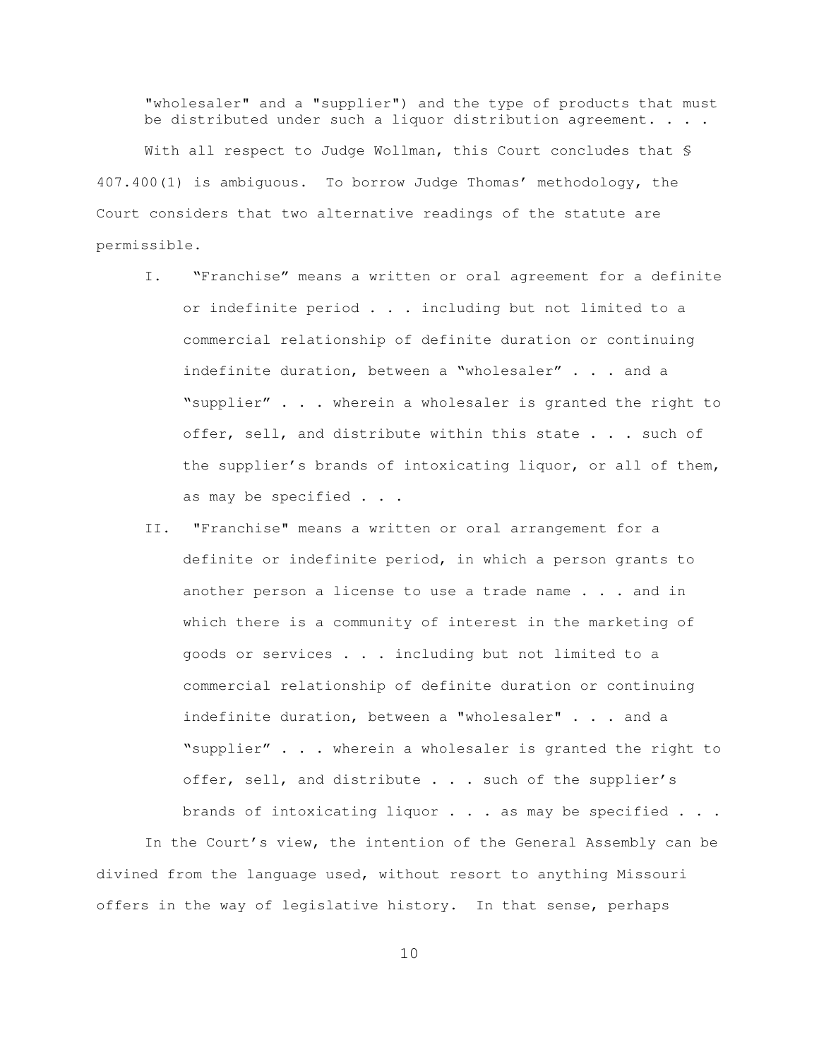"wholesaler" and a "supplier") and the type of products that must be distributed under such a liquor distribution agreement. . . .

With all respect to Judge Wollman, this Court concludes that § 407.400(1) is ambiguous. To borrow Judge Thomas' methodology, the Court considers that two alternative readings of the statute are permissible.

I. "Franchise" means a written or oral agreement for a definite or indefinite period . . . including but not limited to a commercial relationship of definite duration or continuing indefinite duration, between a "wholesaler" . . . and a "supplier" . . . wherein a wholesaler is granted the right to offer, sell, and distribute within this state . . . such of the supplier's brands of intoxicating liquor, or all of them, as may be specified . . .

II. "Franchise" means a written or oral arrangement for a definite or indefinite period, in which a person grants to another person a license to use a trade name . . . and in which there is a community of interest in the marketing of goods or services . . . including but not limited to a commercial relationship of definite duration or continuing indefinite duration, between a "wholesaler" . . . and a "supplier" . . . wherein a wholesaler is granted the right to offer, sell, and distribute . . . such of the supplier's brands of intoxicating liquor . . . as may be specified . . .

In the Court's view, the intention of the General Assembly can be divined from the language used, without resort to anything Missouri offers in the way of legislative history. In that sense, perhaps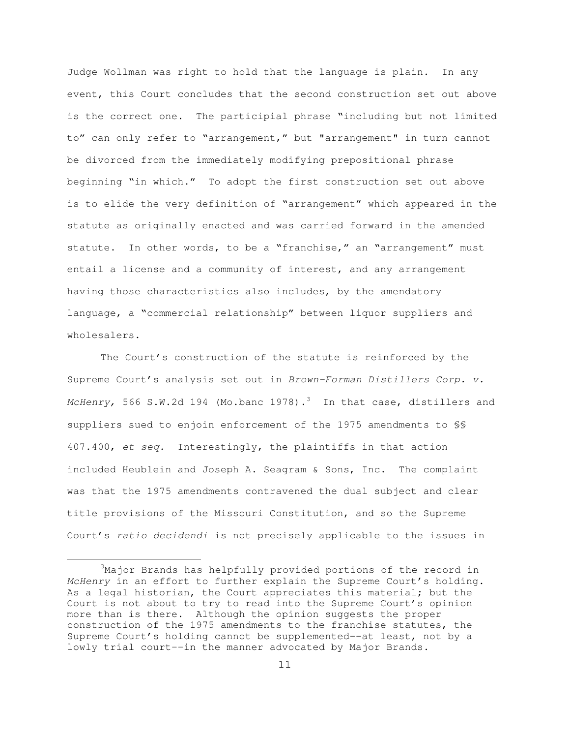Judge Wollman was right to hold that the language is plain. In any event, this Court concludes that the second construction set out above is the correct one. The participial phrase "including but not limited to" can only refer to "arrangement," but "arrangement" in turn cannot be divorced from the immediately modifying prepositional phrase beginning "in which." To adopt the first construction set out above is to elide the very definition of "arrangement" which appeared in the statute as originally enacted and was carried forward in the amended statute. In other words, to be a "franchise," an "arrangement" must entail a license and a community of interest, and any arrangement having those characteristics also includes, by the amendatory language, a "commercial relationship" between liquor suppliers and wholesalers.

The Court's construction of the statute is reinforced by the Supreme Court's analysis set out in *Brown-Forman Distillers Corp. v. McHenry,* 566 S.W.2d 194 (Mo.banc 1978).[3] In that case, distillers and suppliers sued to enjoin enforcement of the 1975 amendments to §§ 407.400, *et seq.* Interestingly, the plaintiffs in that action included Heublein and Joseph A. Seagram & Sons, Inc. The complaint was that the 1975 amendments contravened the dual subject and clear title provisions of the Missouri Constitution, and so the Supreme Court's *ratio decidendi* is not precisely applicable to the issues in

---

[3] Major Brands has helpfully provided portions of the record in *McHenry* in an effort to further explain the Supreme Court's holding. As a legal historian, the Court appreciates this material; but the Court is not about to try to read into the Supreme Court's opinion more than is there. Although the opinion suggests the proper construction of the 1975 amendments to the franchise statutes, the Supreme Court's holding cannot be supplemented--at least, not by a lowly trial court--in the manner advocated by Major Brands.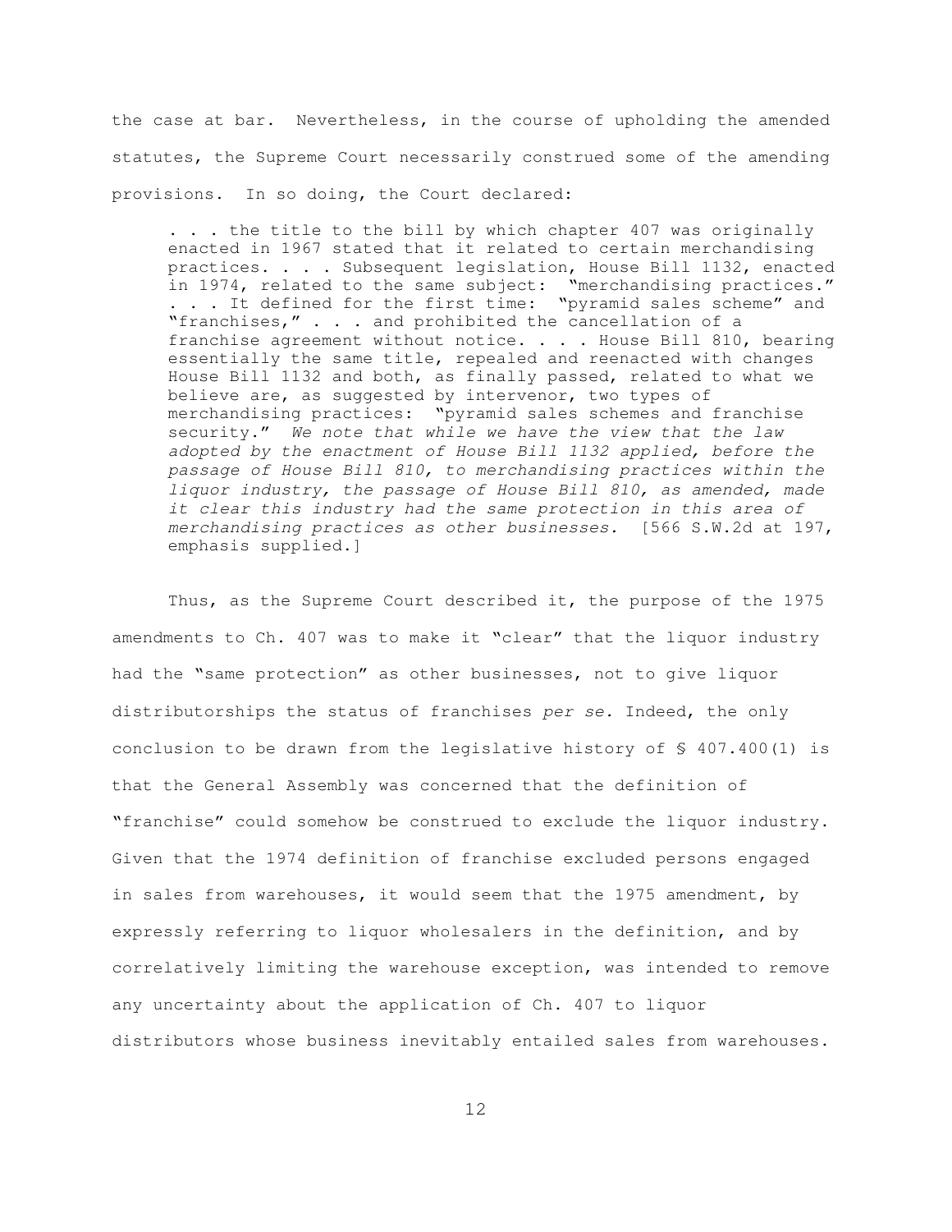the case at bar. Nevertheless, in the course of upholding the amended statutes, the Supreme Court necessarily construed some of the amending provisions. In so doing, the Court declared:

> . . . the title to the bill by which chapter 407 was originally enacted in 1967 stated that it related to certain merchandising practices. . . . Subsequent legislation, House Bill 1132, enacted in 1974, related to the same subject: "merchandising practices." . . . It defined for the first time: "pyramid sales scheme" and "franchises," . . . and prohibited the cancellation of a franchise agreement without notice. . . . House Bill 810, bearing essentially the same title, repealed and reenacted with changes House Bill 1132 and both, as finally passed, related to what we believe are, as suggested by intervenor, two types of merchandising practices: "pyramid sales schemes and franchise security." *We note that while we have the view that the law adopted by the enactment of House Bill 1132 applied, before the passage of House Bill 810, to merchandising practices within the liquor industry, the passage of House Bill 810, as amended, made it clear this industry had the same protection in this area of merchandising practices as other businesses.* [566 S.W.2d at 197, emphasis supplied.]

Thus, as the Supreme Court described it, the purpose of the 1975 amendments to Ch. 407 was to make it "clear" that the liquor industry had the "same protection" as other businesses, not to give liquor distributorships the status of franchises *per se.* Indeed, the only conclusion to be drawn from the legislative history of § 407.400(1) is that the General Assembly was concerned that the definition of "franchise" could somehow be construed to exclude the liquor industry. Given that the 1974 definition of franchise excluded persons engaged in sales from warehouses, it would seem that the 1975 amendment, by expressly referring to liquor wholesalers in the definition, and by correlatively limiting the warehouse exception, was intended to remove any uncertainty about the application of Ch. 407 to liquor distributors whose business inevitably entailed sales from warehouses.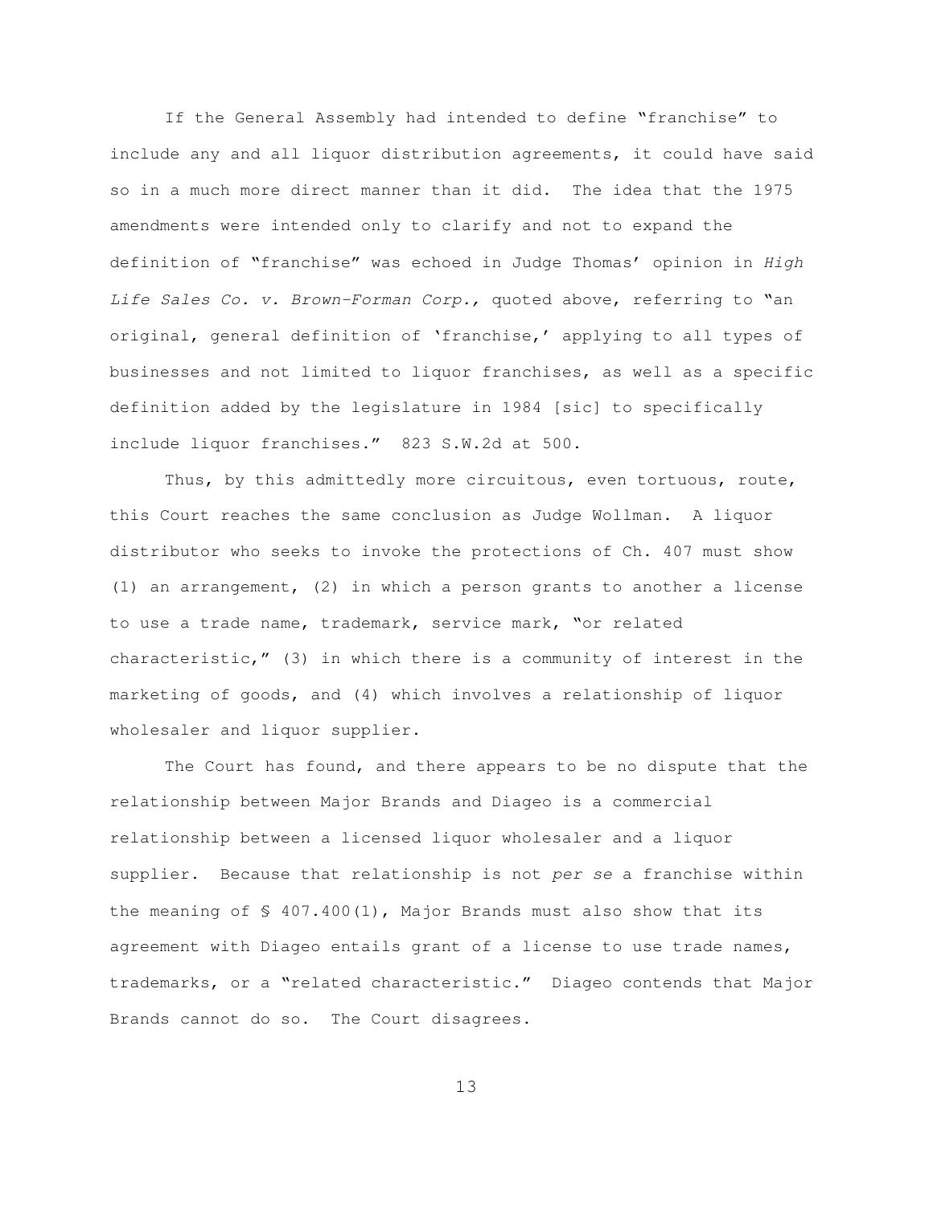If the General Assembly had intended to define "franchise" to include any and all liquor distribution agreements, it could have said so in a much more direct manner than it did. The idea that the 1975 amendments were intended only to clarify and not to expand the definition of "franchise" was echoed in Judge Thomas' opinion in *High Life Sales Co. v. Brown-Forman Corp.,* quoted above, referring to "an original, general definition of 'franchise,' applying to all types of businesses and not limited to liquor franchises, as well as a specific definition added by the legislature in 1984 [sic] to specifically include liquor franchises." 823 S.W.2d at 500.

Thus, by this admittedly more circuitous, even tortuous, route, this Court reaches the same conclusion as Judge Wollman. A liquor distributor who seeks to invoke the protections of Ch. 407 must show (1) an arrangement, (2) in which a person grants to another a license to use a trade name, trademark, service mark, "or related characteristic," (3) in which there is a community of interest in the marketing of goods, and (4) which involves a relationship of liquor wholesaler and liquor supplier.

The Court has found, and there appears to be no dispute that the relationship between Major Brands and Diageo is a commercial relationship between a licensed liquor wholesaler and a liquor supplier. Because that relationship is not *per se* a franchise within the meaning of § 407.400(1), Major Brands must also show that its agreement with Diageo entails grant of a license to use trade names, trademarks, or a "related characteristic." Diageo contends that Major Brands cannot do so. The Court disagrees.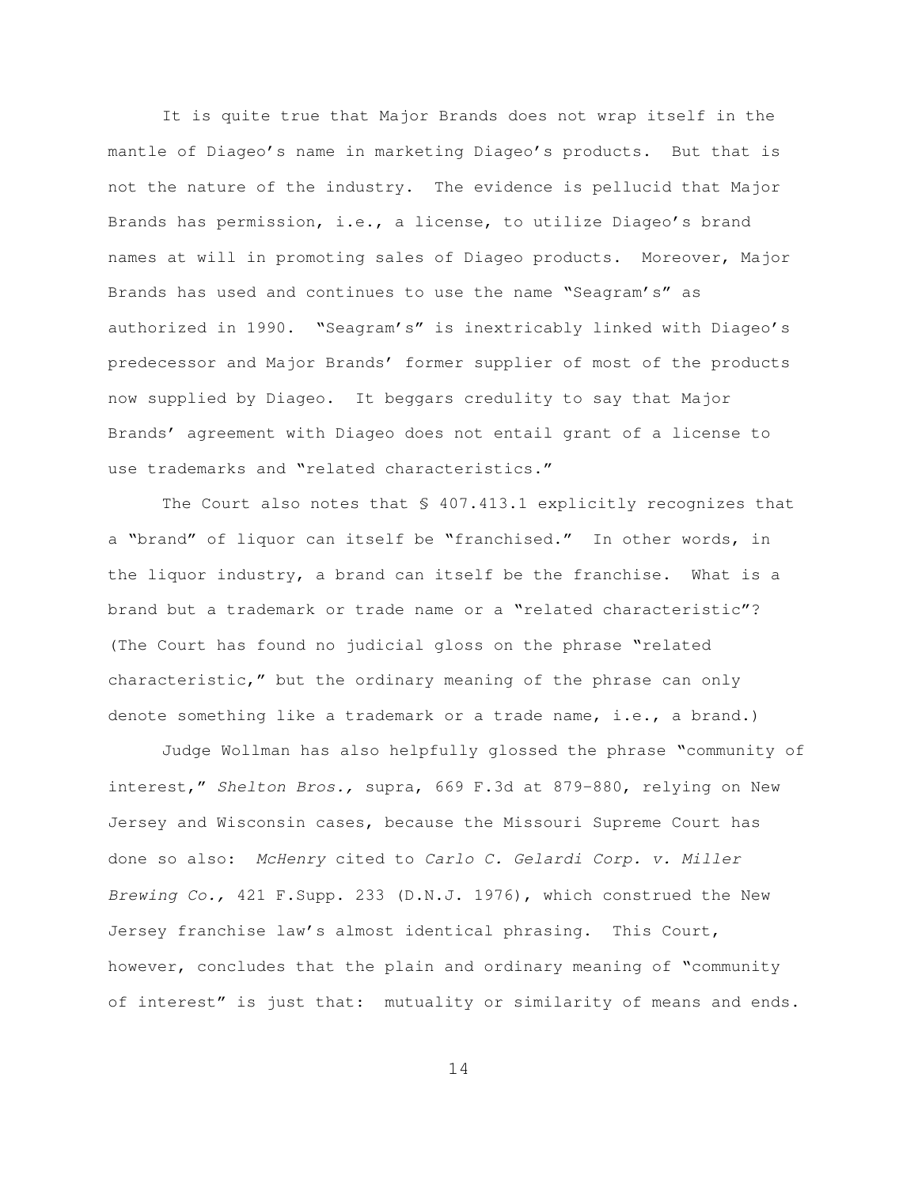It is quite true that Major Brands does not wrap itself in the mantle of Diageo's name in marketing Diageo's products. But that is not the nature of the industry. The evidence is pellucid that Major Brands has permission, i.e., a license, to utilize Diageo's brand names at will in promoting sales of Diageo products. Moreover, Major Brands has used and continues to use the name "Seagram's" as authorized in 1990. "Seagram's" is inextricably linked with Diageo's predecessor and Major Brands' former supplier of most of the products now supplied by Diageo. It beggars credulity to say that Major Brands' agreement with Diageo does not entail grant of a license to use trademarks and "related characteristics."

The Court also notes that § 407.413.1 explicitly recognizes that a "brand" of liquor can itself be "franchised." In other words, in the liquor industry, a brand can itself be the franchise. What is a brand but a trademark or trade name or a "related characteristic"? (The Court has found no judicial gloss on the phrase "related characteristic," but the ordinary meaning of the phrase can only denote something like a trademark or a trade name, i.e., a brand.)

Judge Wollman has also helpfully glossed the phrase "community of interest," *Shelton Bros.,* supra, 669 F.3d at 879-880, relying on New Jersey and Wisconsin cases, because the Missouri Supreme Court has done so also: *McHenry* cited to *Carlo C. Gelardi Corp. v. Miller Brewing Co.,* 421 F.Supp. 233 (D.N.J. 1976), which construed the New Jersey franchise law's almost identical phrasing. This Court, however, concludes that the plain and ordinary meaning of "community of interest" is just that: mutuality or similarity of means and ends.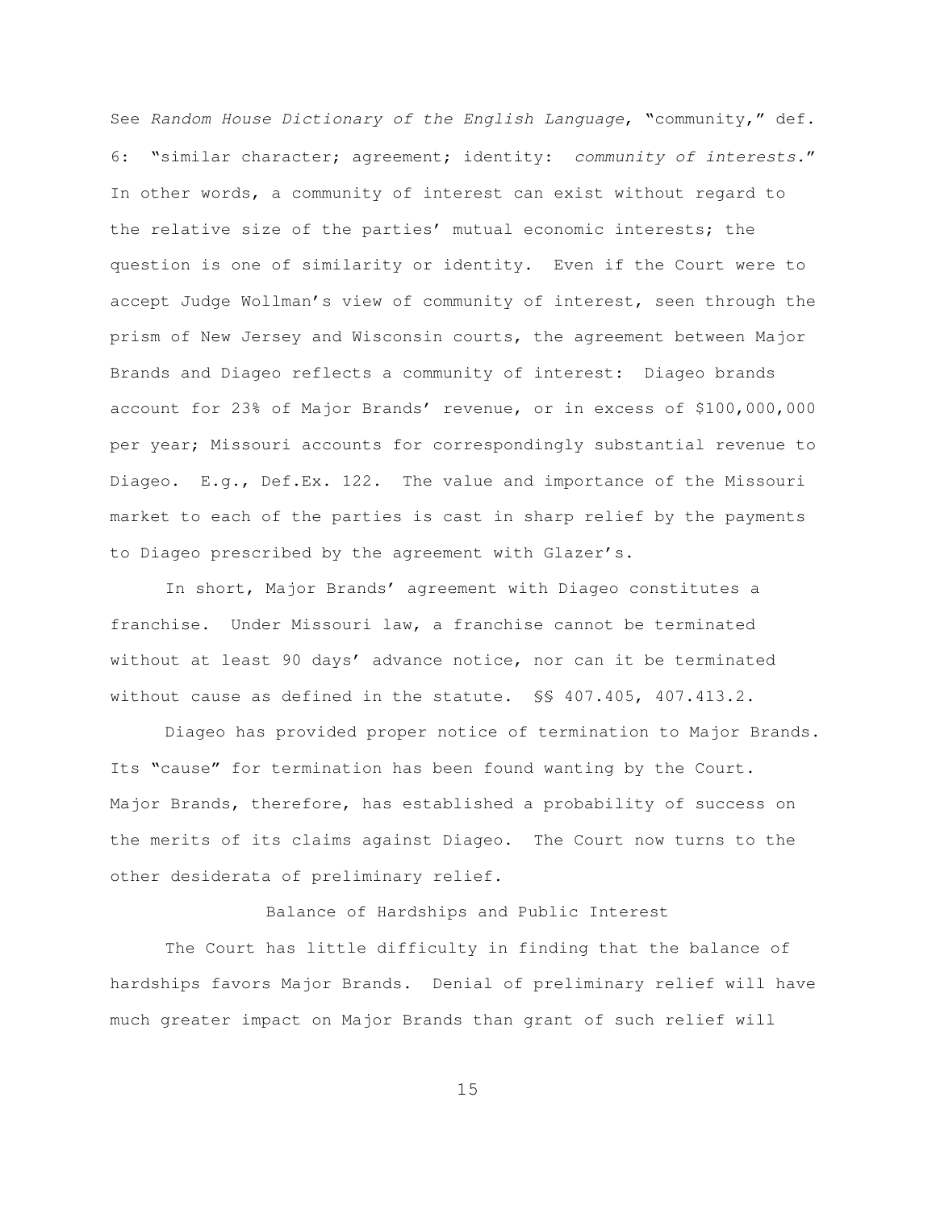See *Random House Dictionary of the English Language*, "community," def. 6: "similar character; agreement; identity: *community of interests.*" In other words, a community of interest can exist without regard to the relative size of the parties' mutual economic interests; the question is one of similarity or identity. Even if the Court were to accept Judge Wollman's view of community of interest, seen through the prism of New Jersey and Wisconsin courts, the agreement between Major Brands and Diageo reflects a community of interest: Diageo brands account for 23% of Major Brands' revenue, or in excess of $100,000,000 per year; Missouri accounts for correspondingly substantial revenue to Diageo. E.g., Def.Ex. 122. The value and importance of the Missouri market to each of the parties is cast in sharp relief by the payments to Diageo prescribed by the agreement with Glazer's.

In short, Major Brands' agreement with Diageo constitutes a franchise. Under Missouri law, a franchise cannot be terminated without at least 90 days' advance notice, nor can it be terminated without cause as defined in the statute. §§ 407.405, 407.413.2.

Diageo has provided proper notice of termination to Major Brands. Its "cause" for termination has been found wanting by the Court. Major Brands, therefore, has established a probability of success on the merits of its claims against Diageo. The Court now turns to the other desiderata of preliminary relief.

## Balance of Hardships and Public Interest

The Court has little difficulty in finding that the balance of hardships favors Major Brands. Denial of preliminary relief will have much greater impact on Major Brands than grant of such relief will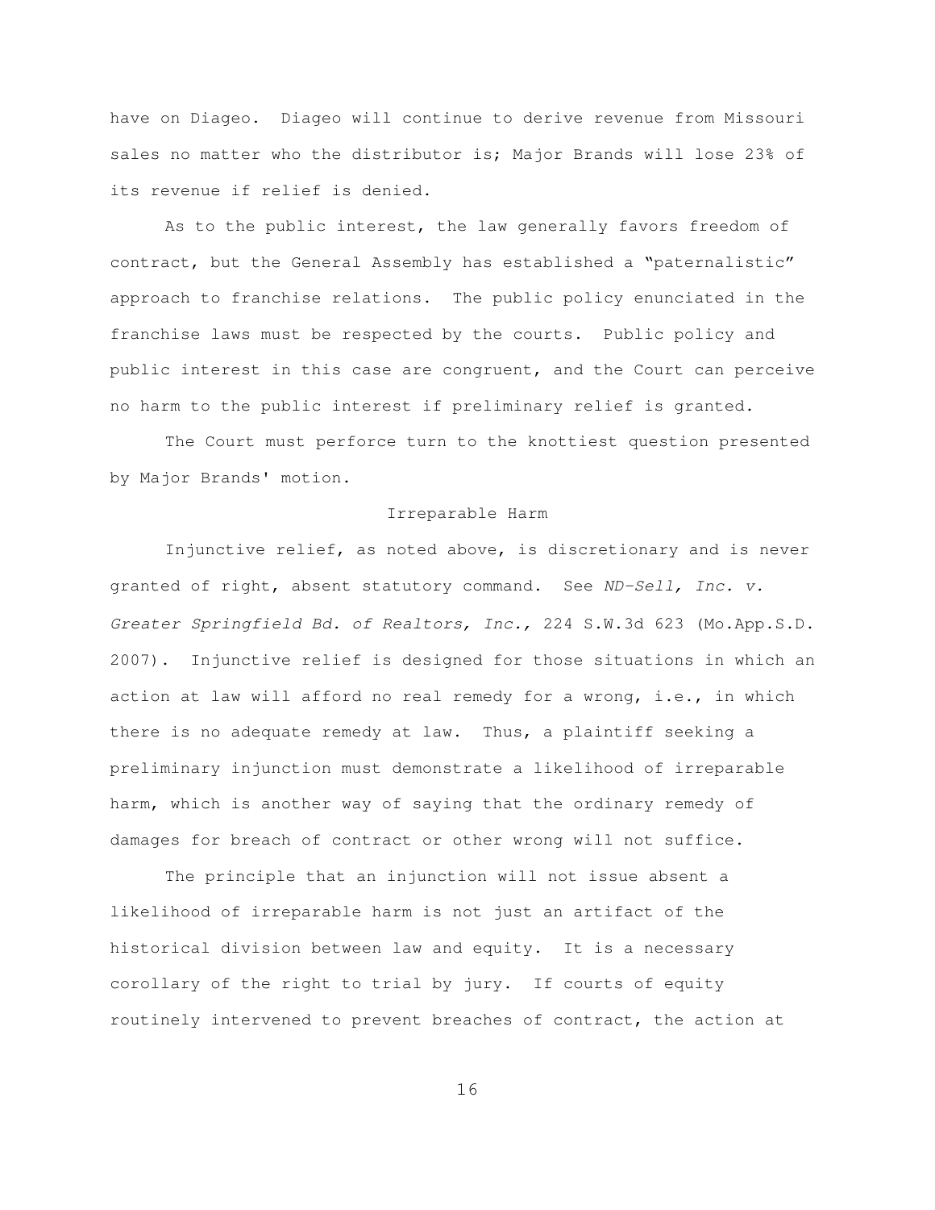have on Diageo. Diageo will continue to derive revenue from Missouri sales no matter who the distributor is; Major Brands will lose 23% of its revenue if relief is denied.

As to the public interest, the law generally favors freedom of contract, but the General Assembly has established a "paternalistic" approach to franchise relations. The public policy enunciated in the franchise laws must be respected by the courts. Public policy and public interest in this case are congruent, and the Court can perceive no harm to the public interest if preliminary relief is granted.

The Court must perforce turn to the knottiest question presented by Major Brands' motion.

## Irreparable Harm

Injunctive relief, as noted above, is discretionary and is never granted of right, absent statutory command. See *ND-Sell, Inc. v. Greater Springfield Bd. of Realtors, Inc.,* 224 S.W.3d 623 (Mo.App.S.D. 2007). Injunctive relief is designed for those situations in which an action at law will afford no real remedy for a wrong, i.e., in which there is no adequate remedy at law. Thus, a plaintiff seeking a preliminary injunction must demonstrate a likelihood of irreparable harm, which is another way of saying that the ordinary remedy of damages for breach of contract or other wrong will not suffice.

The principle that an injunction will not issue absent a likelihood of irreparable harm is not just an artifact of the historical division between law and equity. It is a necessary corollary of the right to trial by jury. If courts of equity routinely intervened to prevent breaches of contract, the action at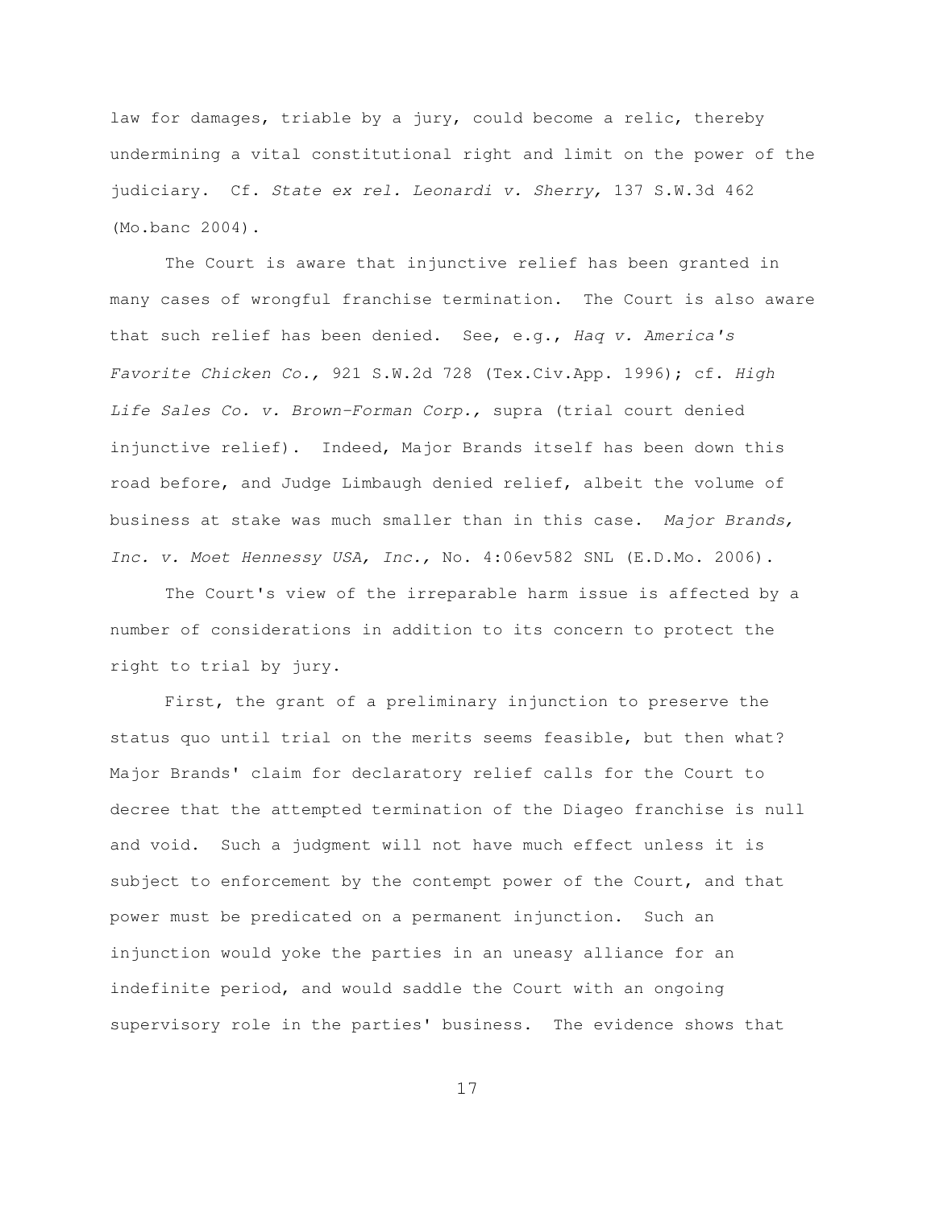law for damages, triable by a jury, could become a relic, thereby undermining a vital constitutional right and limit on the power of the judiciary. Cf. *State ex rel. Leonardi v. Sherry,* 137 S.W.3d 462 (Mo.banc 2004).

The Court is aware that injunctive relief has been granted in many cases of wrongful franchise termination. The Court is also aware that such relief has been denied. See, e.g., *Haq v. America's Favorite Chicken Co.,* 921 S.W.2d 728 (Tex.Civ.App. 1996); cf. *High Life Sales Co. v. Brown-Forman Corp.,* supra (trial court denied injunctive relief). Indeed, Major Brands itself has been down this road before, and Judge Limbaugh denied relief, albeit the volume of business at stake was much smaller than in this case. *Major Brands, Inc. v. Moet Hennessy USA, Inc.,* No. 4:06cv582 SNL (E.D.Mo. 2006).

The Court's view of the irreparable harm issue is affected by a number of considerations in addition to its concern to protect the right to trial by jury.

First, the grant of a preliminary injunction to preserve the status quo until trial on the merits seems feasible, but then what? Major Brands' claim for declaratory relief calls for the Court to decree that the attempted termination of the Diageo franchise is null and void. Such a judgment will not have much effect unless it is subject to enforcement by the contempt power of the Court, and that power must be predicated on a permanent injunction. Such an injunction would yoke the parties in an uneasy alliance for an indefinite period, and would saddle the Court with an ongoing supervisory role in the parties' business. The evidence shows that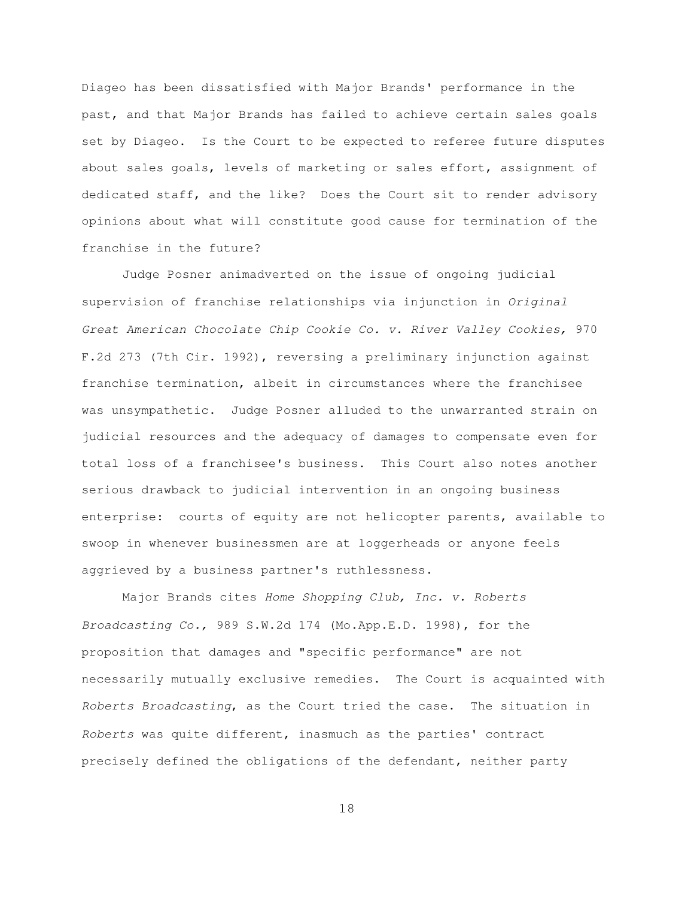Diageo has been dissatisfied with Major Brands' performance in the past, and that Major Brands has failed to achieve certain sales goals set by Diageo. Is the Court to be expected to referee future disputes about sales goals, levels of marketing or sales effort, assignment of dedicated staff, and the like? Does the Court sit to render advisory opinions about what will constitute good cause for termination of the franchise in the future?

Judge Posner animadverted on the issue of ongoing judicial supervision of franchise relationships via injunction in *Original Great American Chocolate Chip Cookie Co. v. River Valley Cookies,* 970 F.2d 273 (7th Cir. 1992), reversing a preliminary injunction against franchise termination, albeit in circumstances where the franchisee was unsympathetic. Judge Posner alluded to the unwarranted strain on judicial resources and the adequacy of damages to compensate even for total loss of a franchisee's business. This Court also notes another serious drawback to judicial intervention in an ongoing business enterprise: courts of equity are not helicopter parents, available to swoop in whenever businessmen are at loggerheads or anyone feels aggrieved by a business partner's ruthlessness.

Major Brands cites *Home Shopping Club, Inc. v. Roberts Broadcasting Co.,* 989 S.W.2d 174 (Mo.App.E.D. 1998), for the proposition that damages and "specific performance" are not necessarily mutually exclusive remedies. The Court is acquainted with *Roberts Broadcasting*, as the Court tried the case. The situation in *Roberts* was quite different, inasmuch as the parties' contract precisely defined the obligations of the defendant, neither party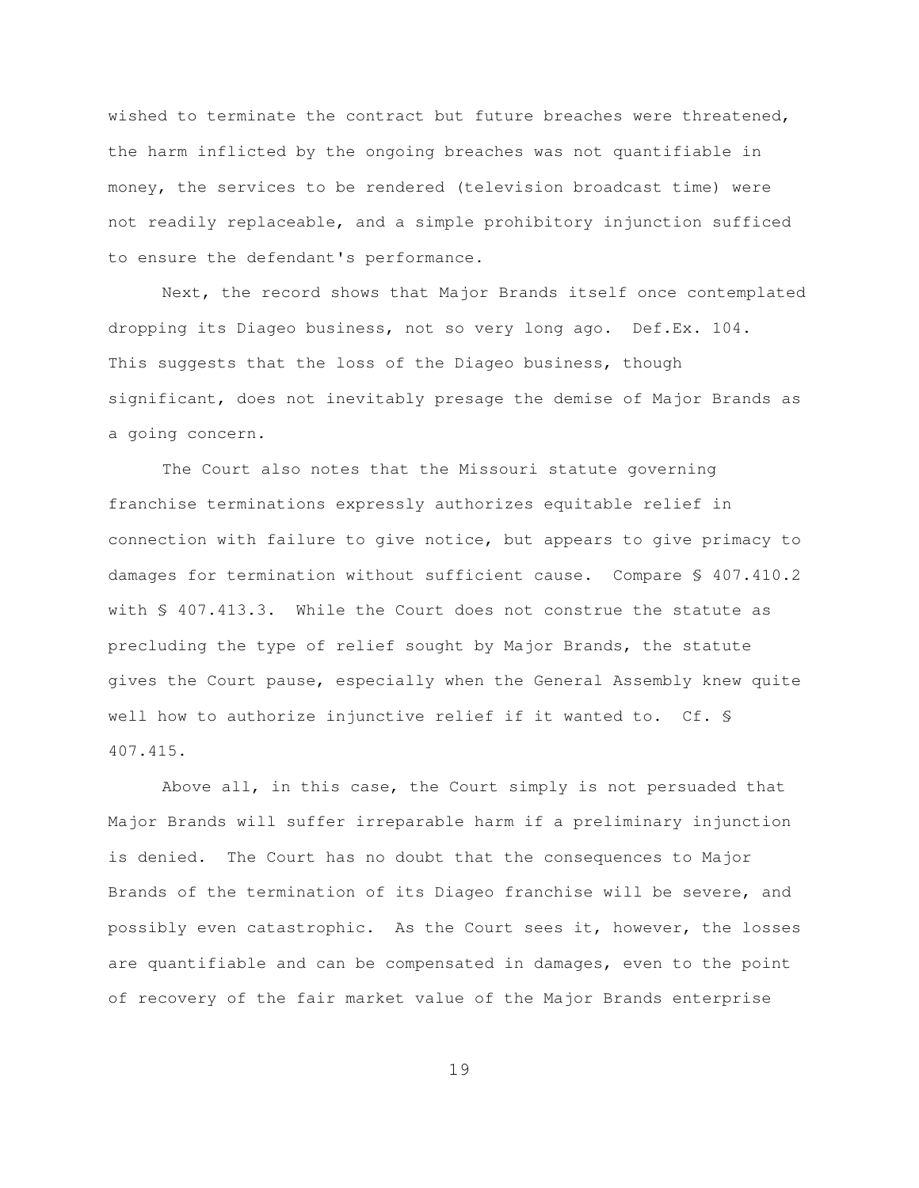wished to terminate the contract but future breaches were threatened, the harm inflicted by the ongoing breaches was not quantifiable in money, the services to be rendered (television broadcast time) were not readily replaceable, and a simple prohibitory injunction sufficed to ensure the defendant's performance.

Next, the record shows that Major Brands itself once contemplated dropping its Diageo business, not so very long ago. Def.Ex. 104. This suggests that the loss of the Diageo business, though significant, does not inevitably presage the demise of Major Brands as a going concern.

The Court also notes that the Missouri statute governing franchise terminations expressly authorizes equitable relief in connection with failure to give notice, but appears to give primacy to damages for termination without sufficient cause. Compare § 407.410.2 with § 407.413.3. While the Court does not construe the statute as precluding the type of relief sought by Major Brands, the statute gives the Court pause, especially when the General Assembly knew quite well how to authorize injunctive relief if it wanted to. Cf. § 407.415.

Above all, in this case, the Court simply is not persuaded that Major Brands will suffer irreparable harm if a preliminary injunction is denied. The Court has no doubt that the consequences to Major Brands of the termination of its Diageo franchise will be severe, and possibly even catastrophic. As the Court sees it, however, the losses are quantifiable and can be compensated in damages, even to the point of recovery of the fair market value of the Major Brands enterprise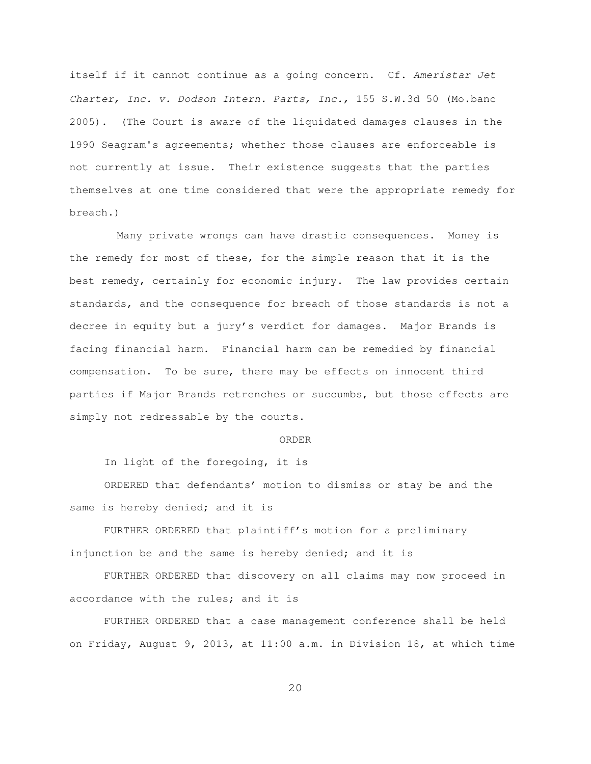itself if it cannot continue as a going concern. Cf. *Ameristar Jet Charter, Inc. v. Dodson Intern. Parts, Inc.*, 155 S.W.3d 50 (Mo.banc 2005). (The Court is aware of the liquidated damages clauses in the 1990 Seagram's agreements; whether those clauses are enforceable is not currently at issue. Their existence suggests that the parties themselves at one time considered that were the appropriate remedy for breach.)

Many private wrongs can have drastic consequences. Money is the remedy for most of these, for the simple reason that it is the best remedy, certainly for economic injury. The law provides certain standards, and the consequence for breach of those standards is not a decree in equity but a jury's verdict for damages. Major Brands is facing financial harm. Financial harm can be remedied by financial compensation. To be sure, there may be effects on innocent third parties if Major Brands retrenches or succumbs, but those effects are simply not redressable by the courts.

ORDER

In light of the foregoing, it is

ORDERED that defendants' motion to dismiss or stay be and the same is hereby denied; and it is

FURTHER ORDERED that plaintiff's motion for a preliminary injunction be and the same is hereby denied; and it is

FURTHER ORDERED that discovery on all claims may now proceed in accordance with the rules; and it is

FURTHER ORDERED that a case management conference shall be held on Friday, August 9, 2013, at 11:00 a.m. in Division 18, at which time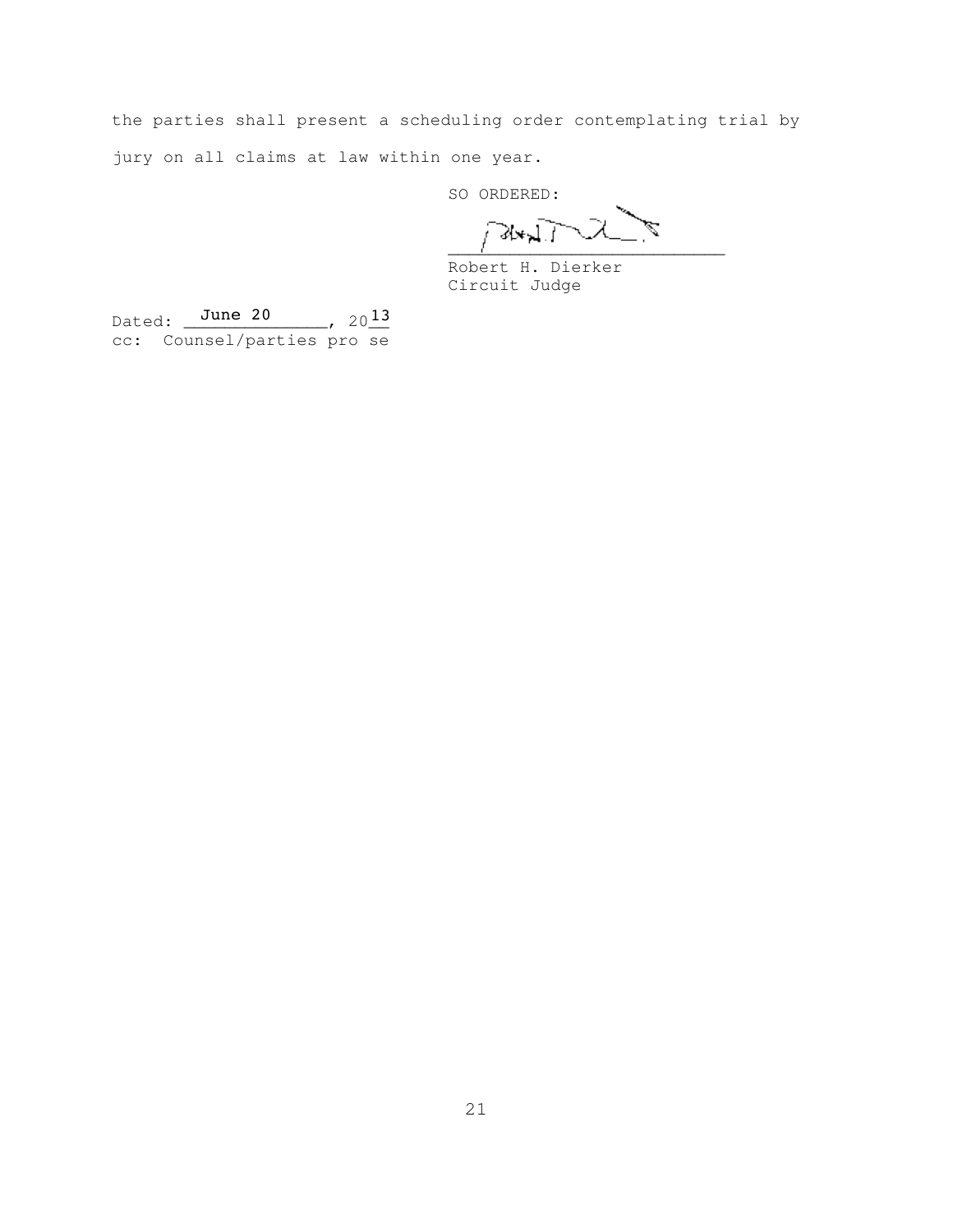the parties shall present a scheduling order contemplating trial by jury on all claims at law within one year.

SO ORDERED:

Robert H. Dierker
Circuit Judge

Dated: June 20, 2013
cc: Counsel/parties pro se